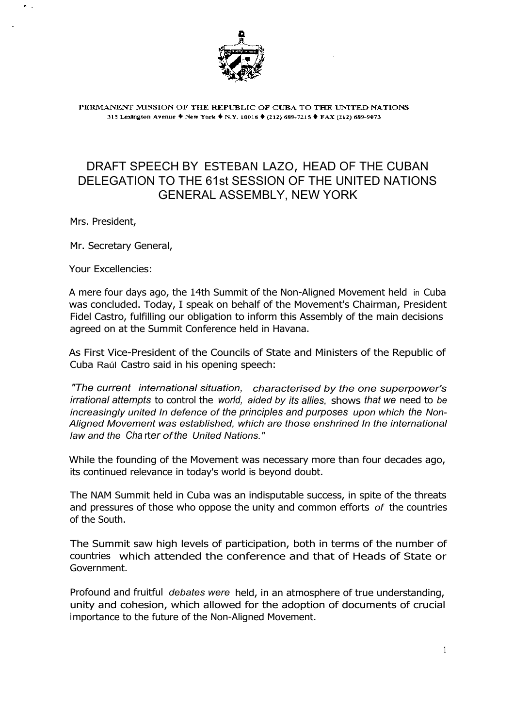PERMANENT MISSION OF THE REPUBLIC OF CUBA TO THE UNITED NATIONS
315 Lexington Avenue ♦ New York ♦ N.Y. 10016 ♦ (212) 689-7215 ♦ FAX (212) 689-9073

# DRAFT SPEECH BY ESTEBAN LAZO, HEAD OF THE CUBAN DELEGATION TO THE 61st SESSION OF THE UNITED NATIONS GENERAL ASSEMBLY, NEW YORK

Mrs. President,

Mr. Secretary General,

Your Excellencies:

A mere four days ago, the 14th Summit of the Non-Aligned Movement held in Cuba was concluded. Today, I speak on behalf of the Movement's Chairman, President Fidel Castro, fulfilling our obligation to inform this Assembly of the main decisions agreed on at the Summit Conference held in Havana.

As First Vice-President of the Councils of State and Ministers of the Republic of Cuba Raúl Castro said in his opening speech:

*"The current international situation, characterised by the one superpower's irrational attempts to control the world, aided by its allies, shows that we need to be increasingly united In defence of the principles and purposes upon which the Non-Aligned Movement was established, which are those enshrined In the international law and the Charter of the United Nations."*

While the founding of the Movement was necessary more than four decades ago, its continued relevance in today's world is beyond doubt.

The NAM Summit held in Cuba was an indisputable success, in spite of the threats and pressures of those who oppose the unity and common efforts of the countries of the South.

The Summit saw high levels of participation, both in terms of the number of countries which attended the conference and that of Heads of State or Government.

Profound and fruitful debates were held, in an atmosphere of true understanding, unity and cohesion, which allowed for the adoption of documents of crucial importance to the future of the Non-Aligned Movement.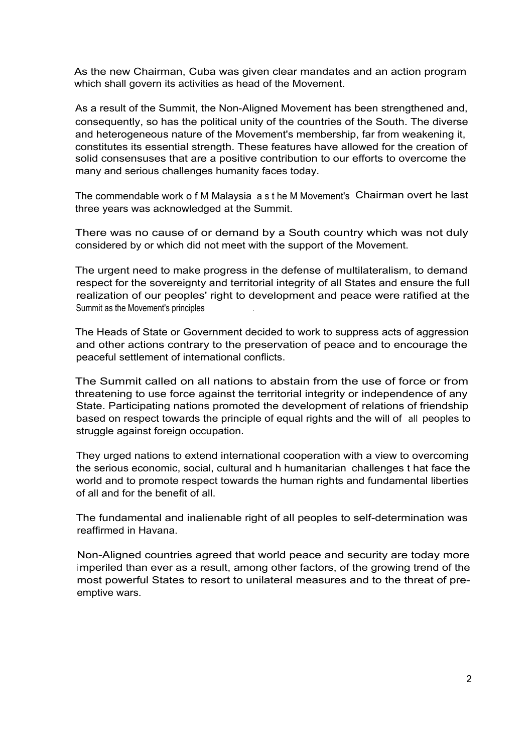As the new Chairman, Cuba was given clear mandates and an action program which shall govern its activities as head of the Movement.

As a result of the Summit, the Non-Aligned Movement has been strengthened and, consequently, so has the political unity of the countries of the South. The diverse and heterogeneous nature of the Movement's membership, far from weakening it, constitutes its essential strength. These features have allowed for the creation of solid consensuses that are a positive contribution to our efforts to overcome the many and serious challenges humanity faces today.

The commendable work of Malaysia as the Movement's Chairman over the last three years was acknowledged at the Summit.

There was no cause of or demand by a South country which was not duly considered by or which did not meet with the support of the Movement.

The urgent need to make progress in the defense of multilateralism, to demand respect for the sovereignty and territorial integrity of all States and ensure the full realization of our peoples' right to development and peace were ratified at the Summit as the Movement's principles.

The Heads of State or Government decided to work to suppress acts of aggression and other actions contrary to the preservation of peace and to encourage the peaceful settlement of international conflicts.

The Summit called on all nations to abstain from the use of force or from threatening to use force against the territorial integrity or independence of any State. Participating nations promoted the development of relations of friendship based on respect towards the principle of equal rights and the will of all peoples to struggle against foreign occupation.

They urged nations to extend international cooperation with a view to overcoming the serious economic, social, cultural and humanitarian challenges that face the world and to promote respect towards the human rights and fundamental liberties of all and for the benefit of all.

The fundamental and inalienable right of all peoples to self-determination was reaffirmed in Havana.

Non-Aligned countries agreed that world peace and security are today more imperiled than ever as a result, among other factors, of the growing trend of the most powerful States to resort to unilateral measures and to the threat of pre-emptive wars.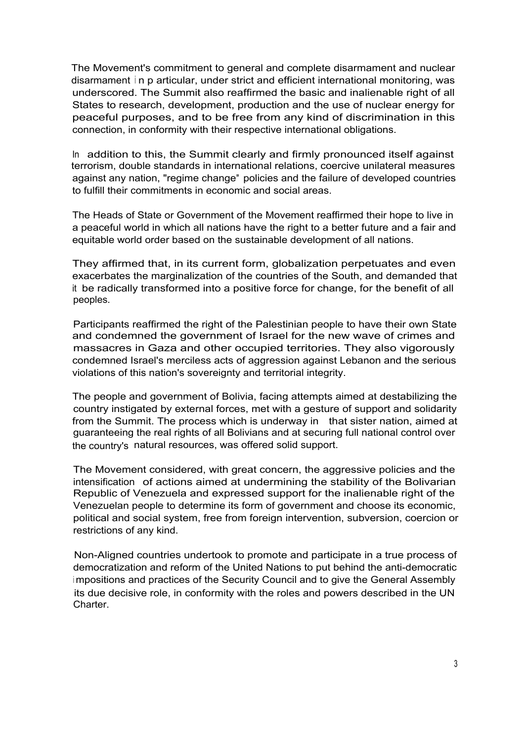The Movement's commitment to general and complete disarmament and nuclear disarmament in particular, under strict and efficient international monitoring, was underscored. The Summit also reaffirmed the basic and inalienable right of all States to research, development, production and the use of nuclear energy for peaceful purposes, and to be free from any kind of discrimination in this connection, in conformity with their respective international obligations.

In addition to this, the Summit clearly and firmly pronounced itself against terrorism, double standards in international relations, coercive unilateral measures against any nation, "regime change" policies and the failure of developed countries to fulfill their commitments in economic and social areas.

The Heads of State or Government of the Movement reaffirmed their hope to live in a peaceful world in which all nations have the right to a better future and a fair and equitable world order based on the sustainable development of all nations.

They affirmed that, in its current form, globalization perpetuates and even exacerbates the marginalization of the countries of the South, and demanded that it be radically transformed into a positive force for change, for the benefit of all peoples.

Participants reaffirmed the right of the Palestinian people to have their own State and condemned the government of Israel for the new wave of crimes and massacres in Gaza and other occupied territories. They also vigorously condemned Israel's merciless acts of aggression against Lebanon and the serious violations of this nation's sovereignty and territorial integrity.

The people and government of Bolivia, facing attempts aimed at destabilizing the country instigated by external forces, met with a gesture of support and solidarity from the Summit. The process which is underway in that sister nation, aimed at guaranteeing the real rights of all Bolivians and at securing full national control over the country's natural resources, was offered solid support.

The Movement considered, with great concern, the aggressive policies and the intensification of actions aimed at undermining the stability of the Bolivarian Republic of Venezuela and expressed support for the inalienable right of the Venezuelan people to determine its form of government and choose its economic, political and social system, free from foreign intervention, subversion, coercion or restrictions of any kind.

Non-Aligned countries undertook to promote and participate in a true process of democratization and reform of the United Nations to put behind the anti-democratic impositions and practices of the Security Council and to give the General Assembly its due decisive role, in conformity with the roles and powers described in the UN Charter.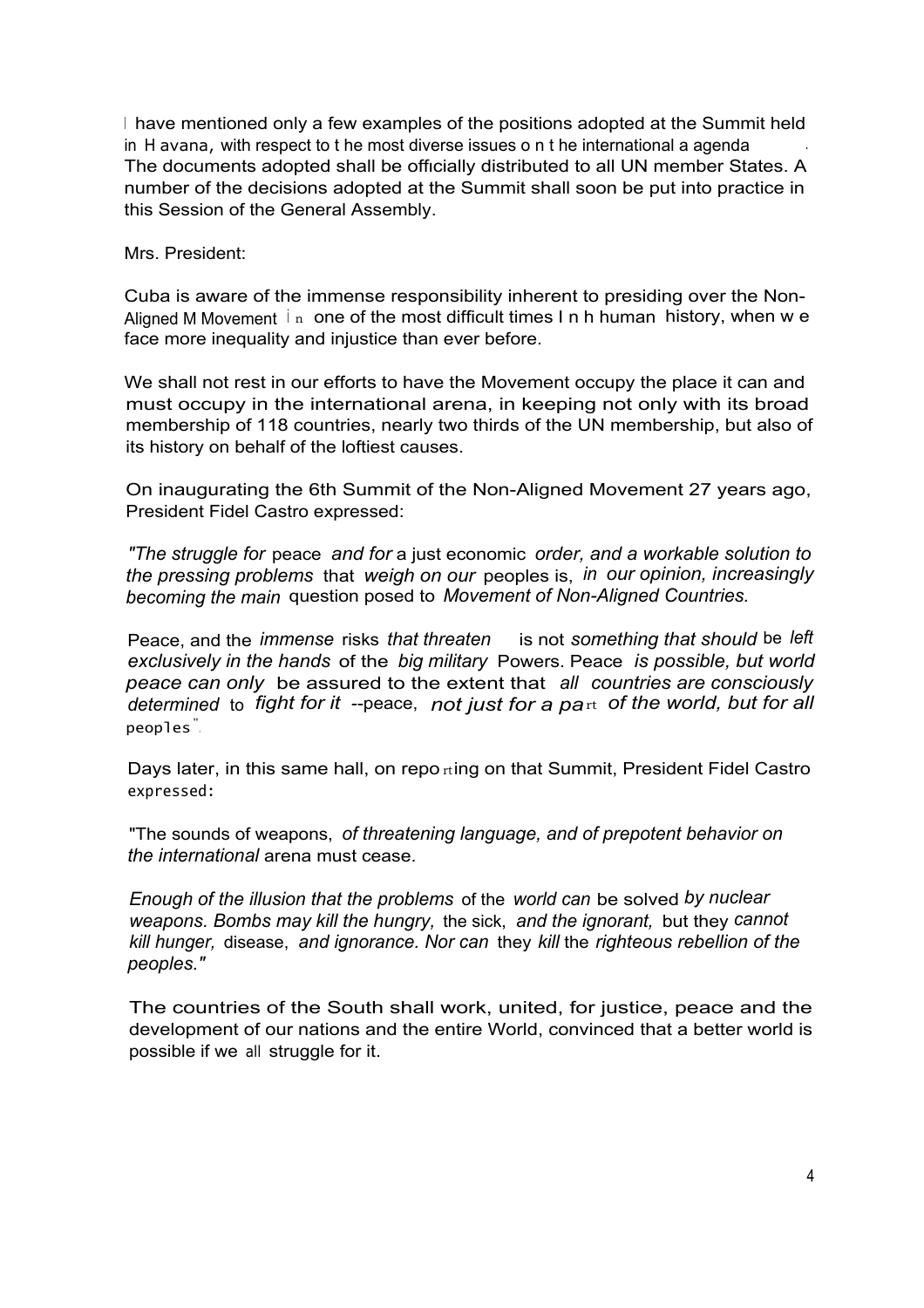I have mentioned only a few examples of the positions adopted at the Summit held in Havana, with respect to the most diverse issues on the international agenda. The documents adopted shall be officially distributed to all UN member States. A number of the decisions adopted at the Summit shall soon be put into practice in this Session of the General Assembly.

Mrs. President:

Cuba is aware of the immense responsibility inherent to presiding over the Non-Aligned Movement in one of the most difficult times in human history, when we face more inequality and injustice than ever before.

We shall not rest in our efforts to have the Movement occupy the place it can and must occupy in the international arena, in keeping not only with its broad membership of 118 countries, nearly two thirds of the UN membership, but also of its history on behalf of the loftiest causes.

On inaugurating the 6th Summit of the Non-Aligned Movement 27 years ago, President Fidel Castro expressed:

"The struggle for peace and for a just economic order, and a workable solution to the pressing problems that weigh on our peoples is, in our opinion, increasingly becoming the main question posed to Movement of Non-Aligned Countries.

Peace, and the immense risks that threaten is not something that should be left exclusively in the hands of the big military Powers. Peace is possible, but world peace can only be assured to the extent that all countries are consciously determined to fight for it --peace, not just for a part of the world, but for all peoples".

Days later, in this same hall, on reporting on that Summit, President Fidel Castro expressed:

"The sounds of weapons, of threatening language, and of prepotent behavior on the international arena must cease.

Enough of the illusion that the problems of the world can be solved by nuclear weapons. Bombs may kill the hungry, the sick, and the ignorant, but they cannot kill hunger, disease, and ignorance. Nor can they kill the righteous rebellion of the peoples."

The countries of the South shall work, united, for justice, peace and the development of our nations and the entire World, convinced that a better world is possible if we all struggle for it.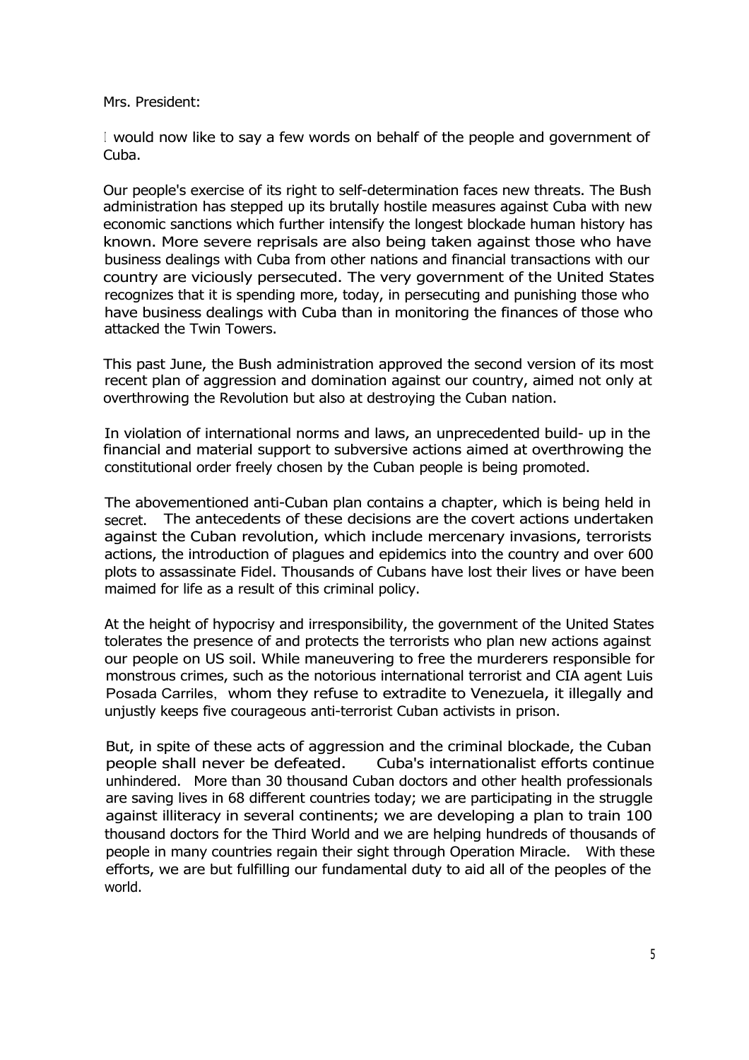Mrs. President:

I would now like to say a few words on behalf of the people and government of Cuba.

Our people's exercise of its right to self-determination faces new threats. The Bush administration has stepped up its brutally hostile measures against Cuba with new economic sanctions which further intensify the longest blockade human history has known. More severe reprisals are also being taken against those who have business dealings with Cuba from other nations and financial transactions with our country are viciously persecuted. The very government of the United States recognizes that it is spending more, today, in persecuting and punishing those who have business dealings with Cuba than in monitoring the finances of those who attacked the Twin Towers.

This past June, the Bush administration approved the second version of its most recent plan of aggression and domination against our country, aimed not only at overthrowing the Revolution but also at destroying the Cuban nation.

In violation of international norms and laws, an unprecedented build- up in the financial and material support to subversive actions aimed at overthrowing the constitutional order freely chosen by the Cuban people is being promoted.

The abovementioned anti-Cuban plan contains a chapter, which is being held in secret. The antecedents of these decisions are the covert actions undertaken against the Cuban revolution, which include mercenary invasions, terrorists actions, the introduction of plagues and epidemics into the country and over 600 plots to assassinate Fidel. Thousands of Cubans have lost their lives or have been maimed for life as a result of this criminal policy.

At the height of hypocrisy and irresponsibility, the government of the United States tolerates the presence of and protects the terrorists who plan new actions against our people on US soil. While maneuvering to free the murderers responsible for monstrous crimes, such as the notorious international terrorist and CIA agent Luis Posada Carriles, whom they refuse to extradite to Venezuela, it illegally and unjustly keeps five courageous anti-terrorist Cuban activists in prison.

But, in spite of these acts of aggression and the criminal blockade, the Cuban people shall never be defeated. Cuba's internationalist efforts continue unhindered. More than 30 thousand Cuban doctors and other health professionals are saving lives in 68 different countries today; we are participating in the struggle against illiteracy in several continents; we are developing a plan to train 100 thousand doctors for the Third World and we are helping hundreds of thousands of people in many countries regain their sight through Operation Miracle. With these efforts, we are but fulfilling our fundamental duty to aid all of the peoples of the world.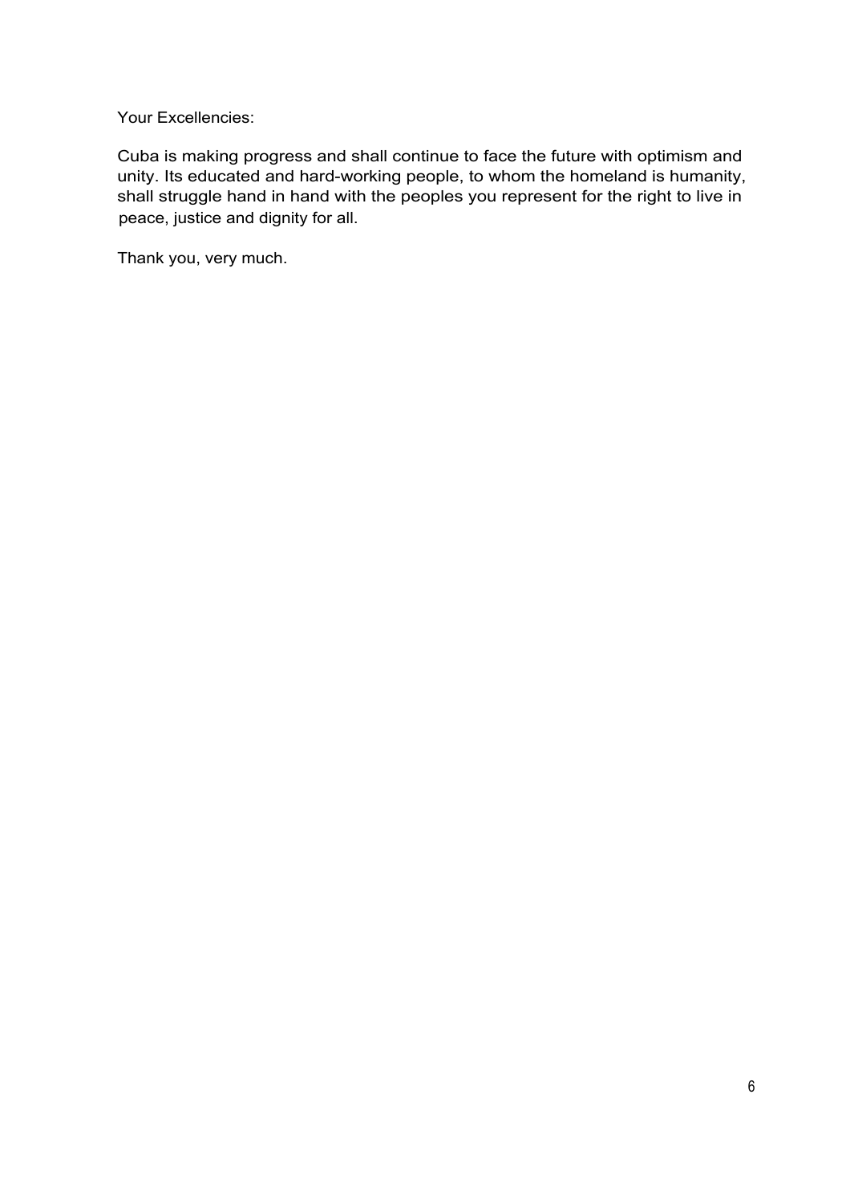Your Excellencies:

Cuba is making progress and shall continue to face the future with optimism and unity. Its educated and hard-working people, to whom the homeland is humanity, shall struggle hand in hand with the peoples you represent for the right to live in peace, justice and dignity for all.

Thank you, very much.